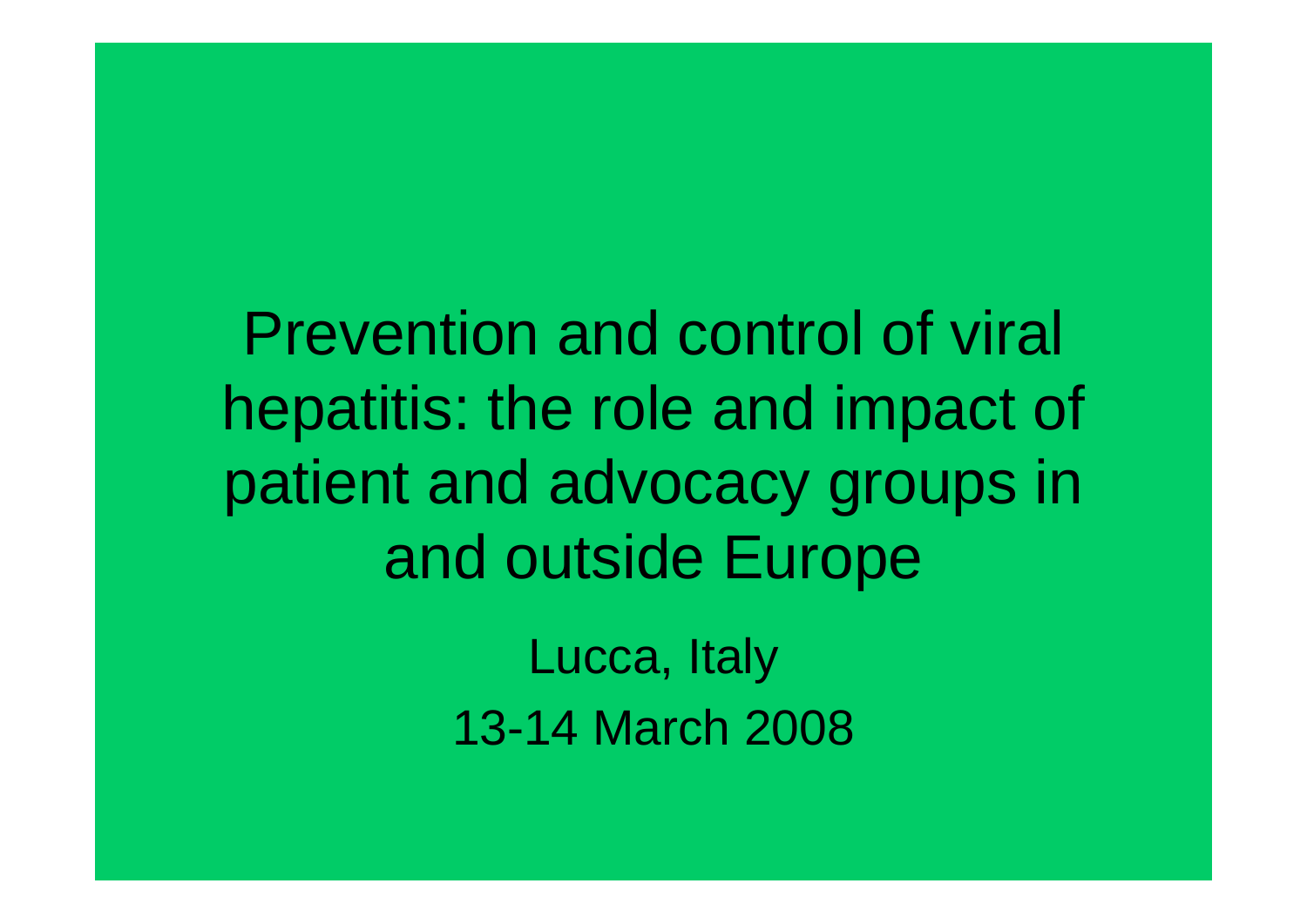# Prevention and control of viral hepatitis: the role and impact of patient and advocacy groups in and outside Europe

Lucca, Italy

13-14 March 2008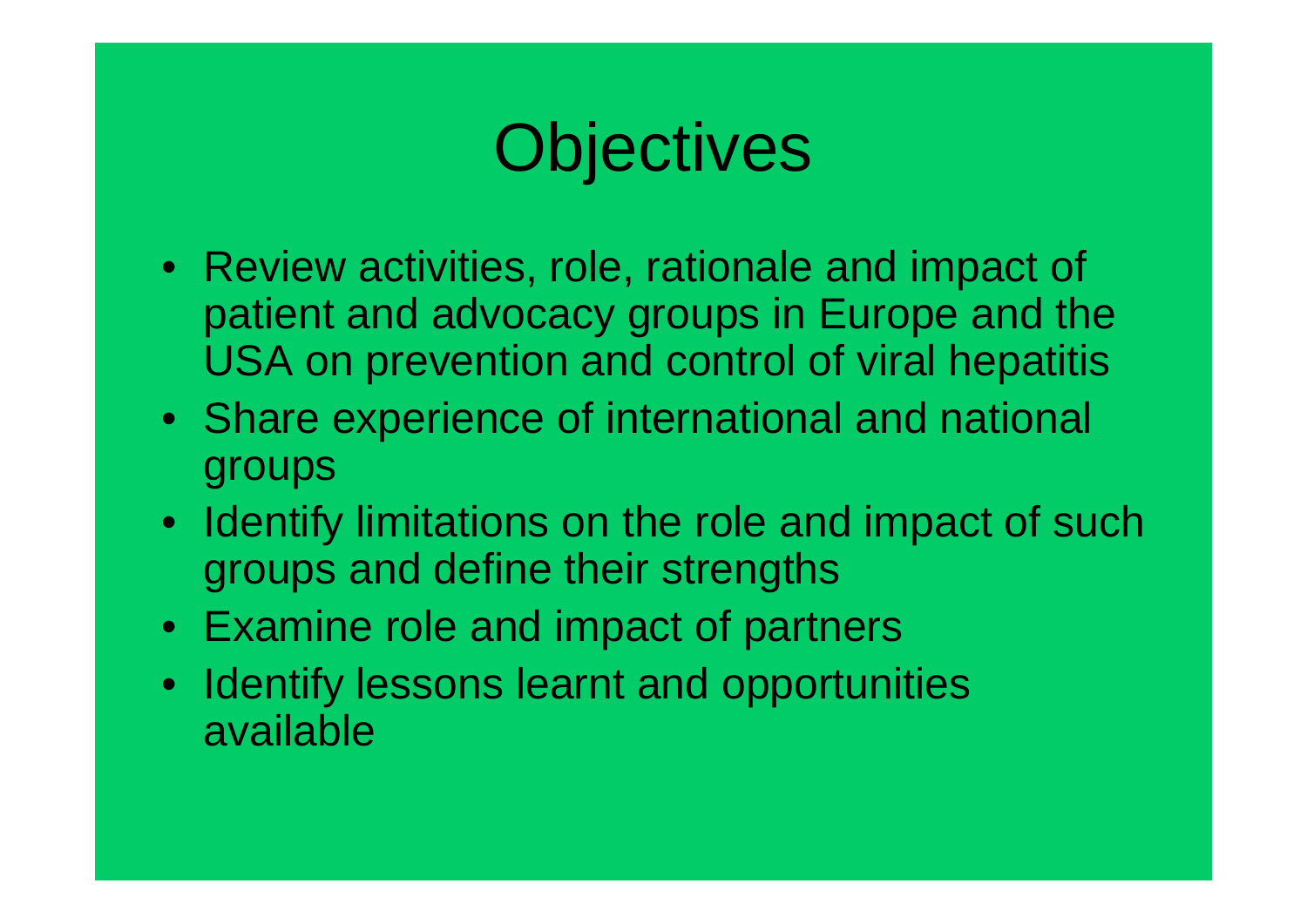# Objectives

- Review activities, role, rationale and impact of patient and advocacy groups in Europe and the USA on prevention and control of viral hepatitis
- Share experience of international and national groups
- Identify limitations on the role and impact of such groups and define their strengths
- Examine role and impact of partners
- Identify lessons learnt and opportunities available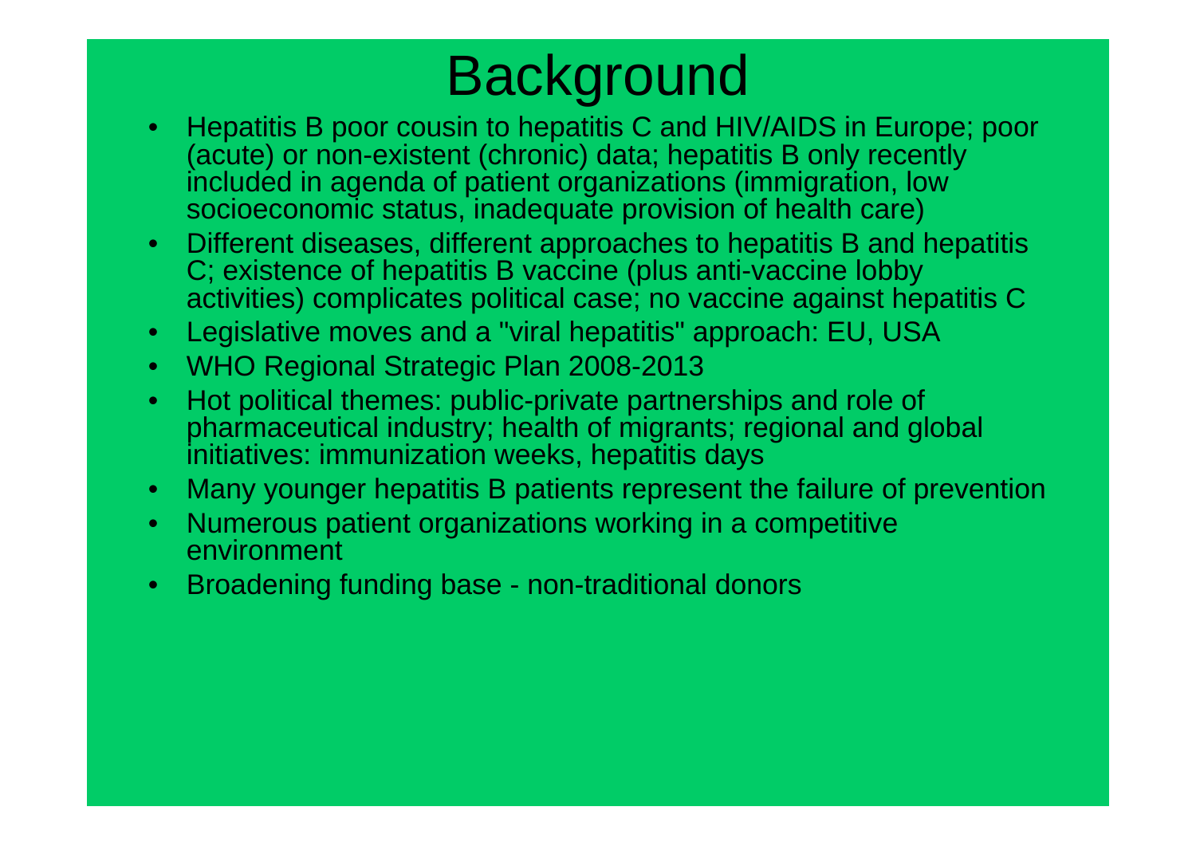# Background

- Hepatitis B poor cousin to hepatitis C and HIV/AIDS in Europe; poor (acute) or non-existent (chronic) data; hepatitis B only recently included in agenda of patient organizations (immigration, low socioeconomic status, inadequate provision of health care)
- Different diseases, different approaches to hepatitis B and hepatitis C; existence of hepatitis B vaccine (plus anti-vaccine lobby activities) complicates political case; no vaccine against hepatitis C
- Legislative moves and a "viral hepatitis" approach: EU, USA
- WHO Regional Strategic Plan 2008-2013
- Hot political themes: public-private partnerships and role of pharmaceutical industry; health of migrants; regional and global initiatives: immunization weeks, hepatitis days
- Many younger hepatitis B patients represent the failure of prevention
- Numerous patient organizations working in a competitive environment
- Broadening funding base - non-traditional donors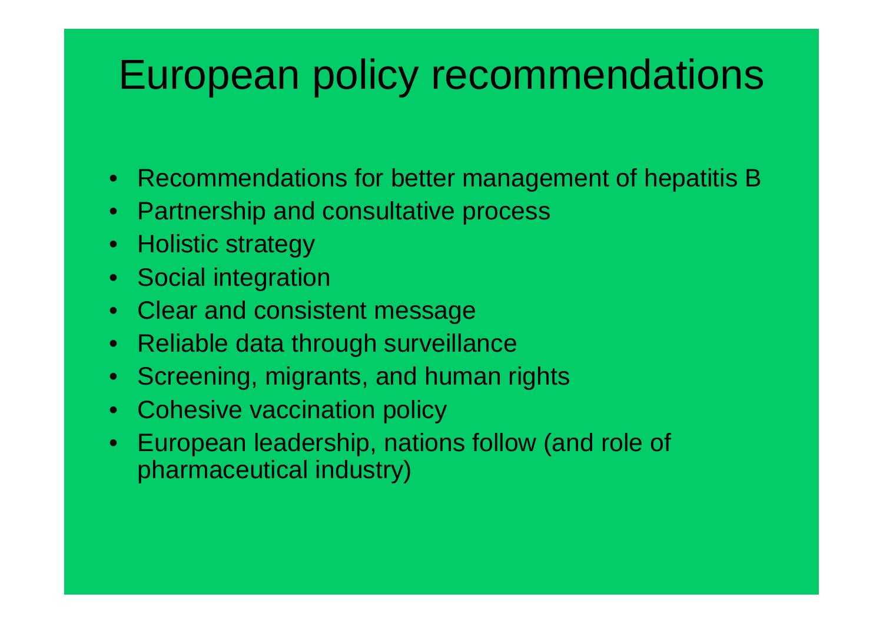# European policy recommendations

- Recommendations for better management of hepatitis B
- Partnership and consultative process
- Holistic strategy
- Social integration
- Clear and consistent message
- Reliable data through surveillance
- Screening, migrants, and human rights
- Cohesive vaccination policy
- European leadership, nations follow (and role of pharmaceutical industry)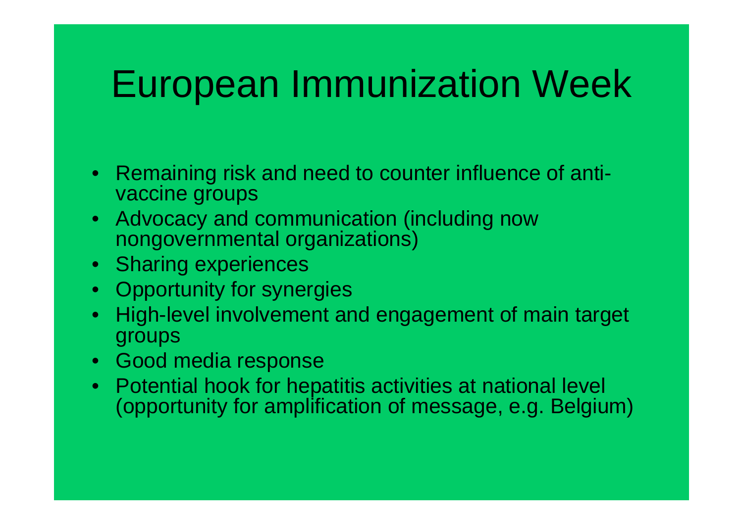# European Immunization Week

- Remaining risk and need to counter influence of anti-vaccine groups
- Advocacy and communication (including now nongovernmental organizations)
- Sharing experiences
- Opportunity for synergies
- High-level involvement and engagement of main target groups
- Good media response
- Potential hook for hepatitis activities at national level (opportunity for amplification of message, e.g. Belgium)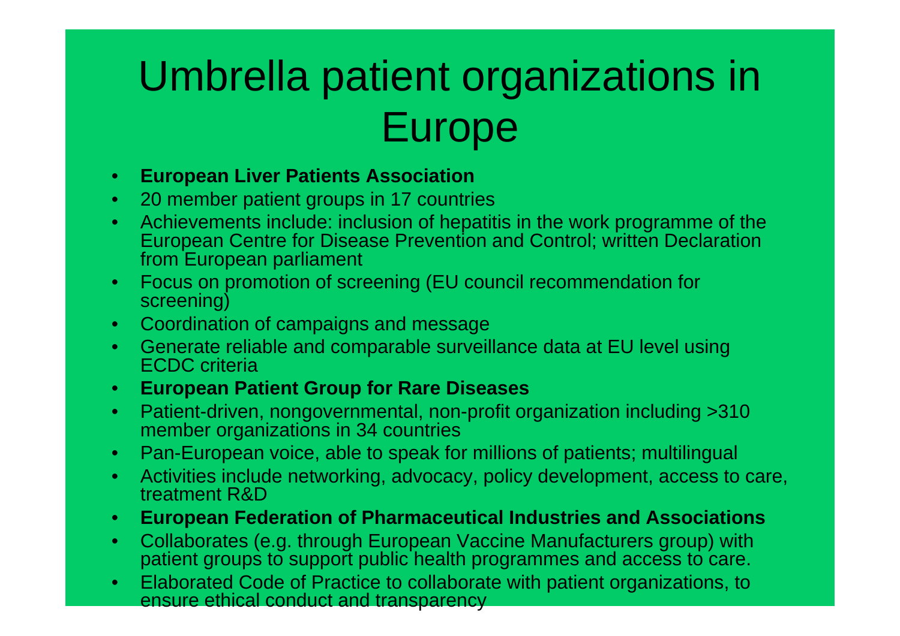# Umbrella patient organizations in Europe

- **European Liver Patients Association**
- 20 member patient groups in 17 countries
- Achievements include: inclusion of hepatitis in the work programme of the European Centre for Disease Prevention and Control; written Declaration from European parliament
- Focus on promotion of screening (EU council recommendation for screening)
- Coordination of campaigns and message
- Generate reliable and comparable surveillance data at EU level using ECDC criteria
- **European Patient Group for Rare Diseases**
- Patient-driven, nongovernmental, non-profit organization including >310 member organizations in 34 countries
- Pan-European voice, able to speak for millions of patients; multilingual
- Activities include networking, advocacy, policy development, access to care, treatment R&D
- **European Federation of Pharmaceutical Industries and Associations**
- Collaborates (e.g. through European Vaccine Manufacturers group) with patient groups to support public health programmes and access to care.
- Elaborated Code of Practice to collaborate with patient organizations, to ensure ethical conduct and transparency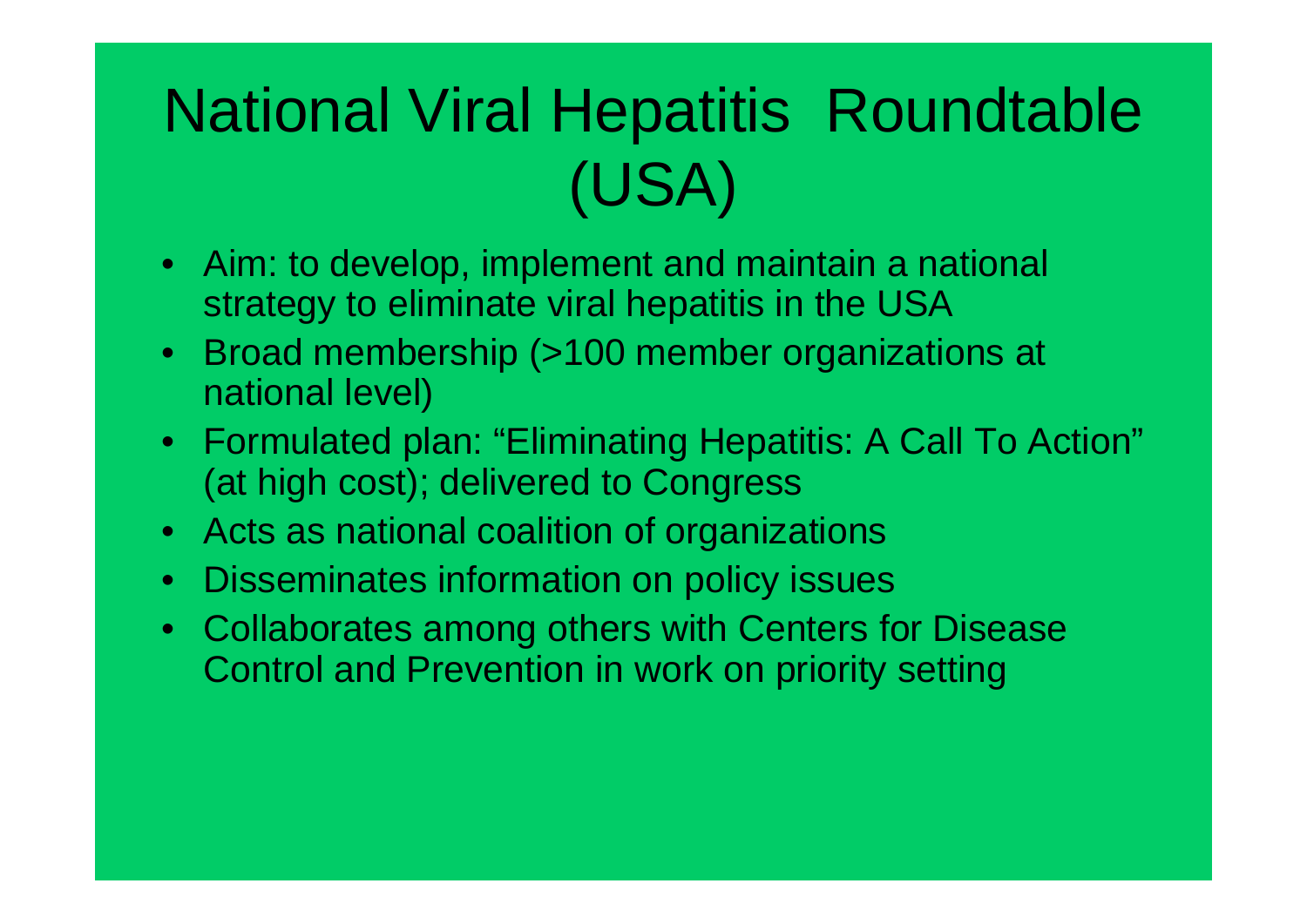# National Viral Hepatitis Roundtable (USA)

- Aim: to develop, implement and maintain a national strategy to eliminate viral hepatitis in the USA
- Broad membership (>100 member organizations at national level)
- Formulated plan: "Eliminating Hepatitis: A Call To Action" (at high cost); delivered to Congress
- Acts as national coalition of organizations
- Disseminates information on policy issues
- Collaborates among others with Centers for Disease Control and Prevention in work on priority setting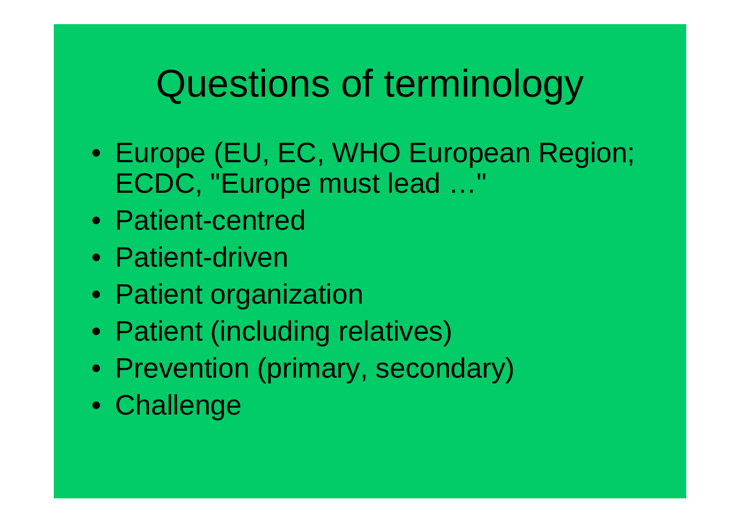# Questions of terminology

- Europe (EU, EC, WHO European Region; ECDC, "Europe must lead …"
- Patient-centred
- Patient-driven
- Patient organization
- Patient (including relatives)
- Prevention (primary, secondary)
- Challenge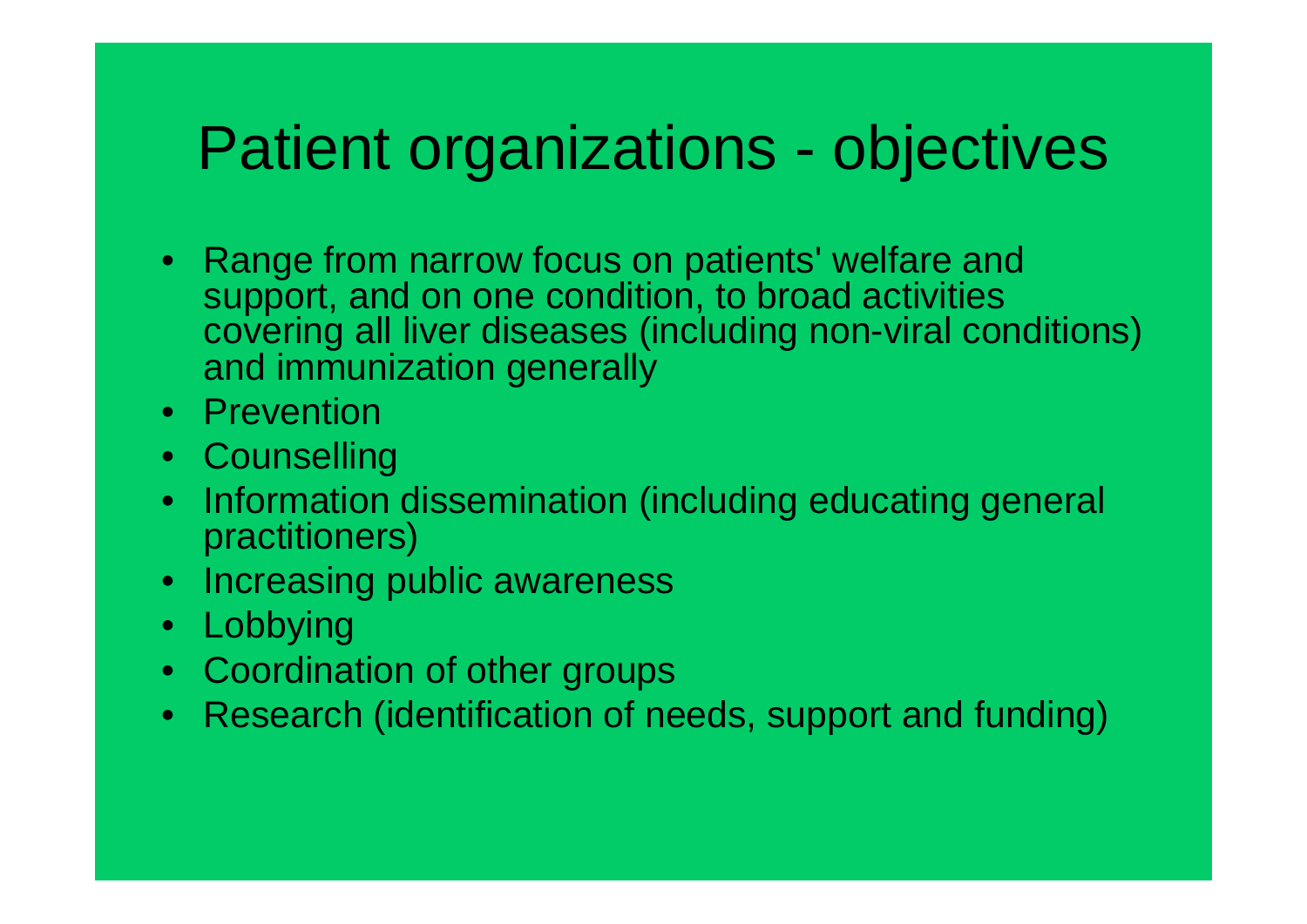# Patient organizations - objectives

- Range from narrow focus on patients' welfare and support, and on one condition, to broad activities covering all liver diseases (including non-viral conditions) and immunization generally
- Prevention
- Counselling
- Information dissemination (including educating general practitioners)
- Increasing public awareness
- Lobbying
- Coordination of other groups
- Research (identification of needs, support and funding)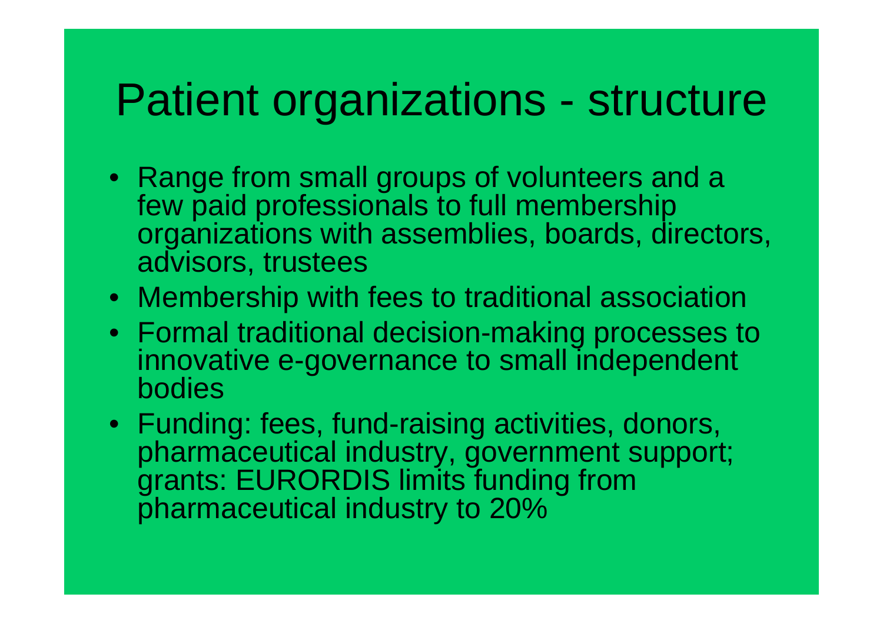# Patient organizations - structure

- Range from small groups of volunteers and a few paid professionals to full membership organizations with assemblies, boards, directors, advisors, trustees
- Membership with fees to traditional association
- Formal traditional decision-making processes to innovative e-governance to small independent bodies
- Funding: fees, fund-raising activities, donors, pharmaceutical industry, government support; grants: EURORDIS limits funding from pharmaceutical industry to 20%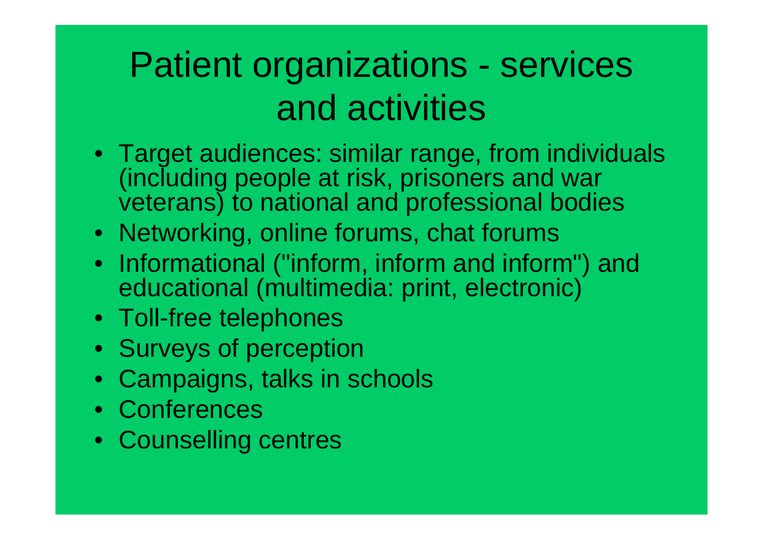# Patient organizations - services and activities

- Target audiences: similar range, from individuals (including people at risk, prisoners and war veterans) to national and professional bodies
- Networking, online forums, chat forums
- Informational ("inform, inform and inform") and educational (multimedia: print, electronic)
- Toll-free telephones
- Surveys of perception
- Campaigns, talks in schools
- Conferences
- Counselling centres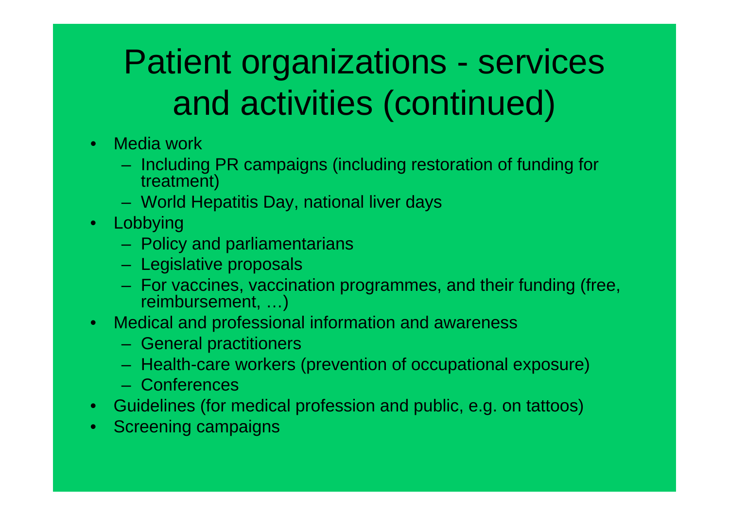# Patient organizations - services and activities (continued)

- Media work
  - Including PR campaigns (including restoration of funding for treatment)
  - World Hepatitis Day, national liver days
- Lobbying
  - Policy and parliamentarians
  - Legislative proposals
  - For vaccines, vaccination programmes, and their funding (free, reimbursement, …)
- Medical and professional information and awareness
  - General practitioners
  - Health-care workers (prevention of occupational exposure)
  - Conferences
- Guidelines (for medical profession and public, e.g. on tattoos)
- Screening campaigns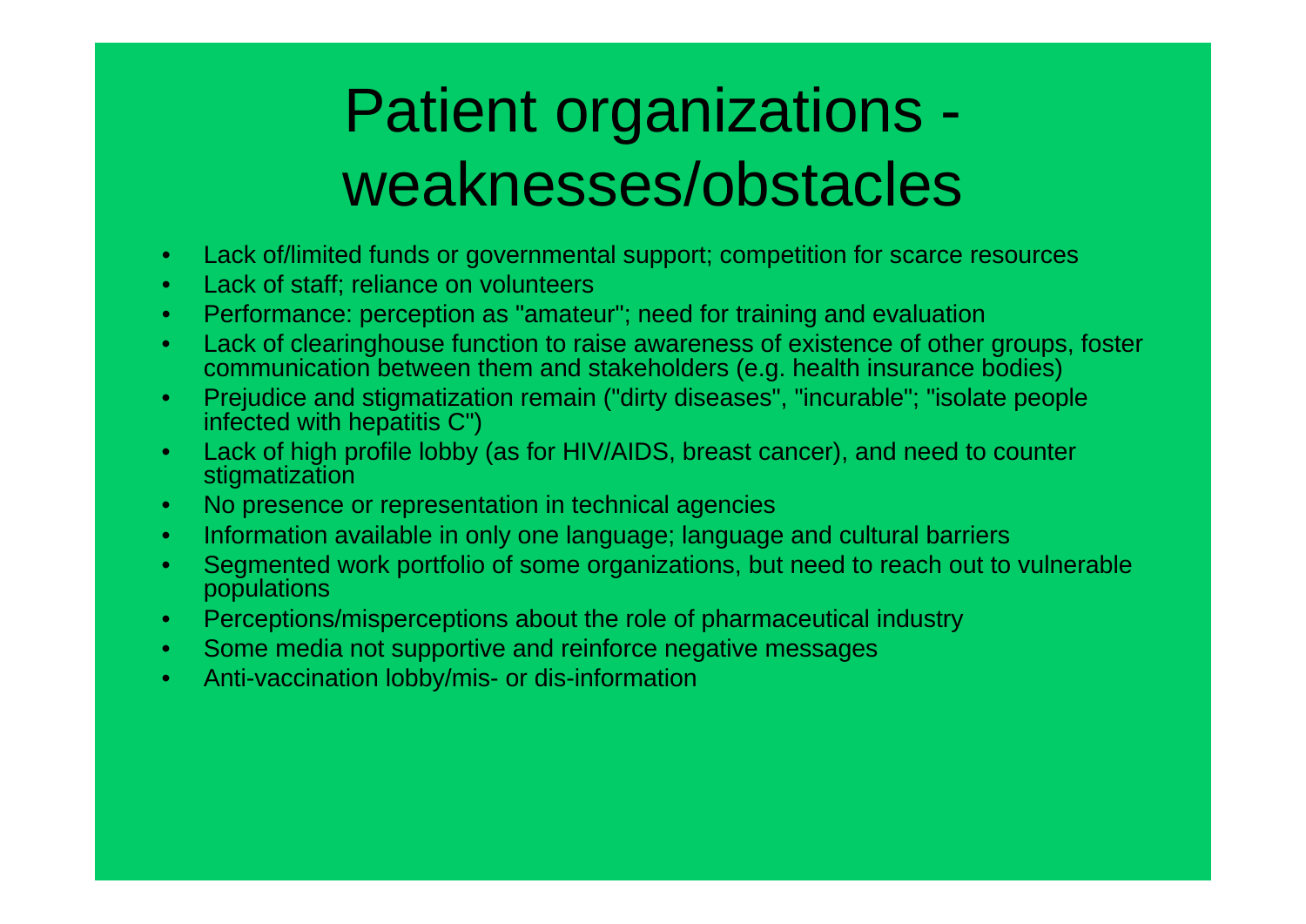# Patient organizations - weaknesses/obstacles

- Lack of/limited funds or governmental support; competition for scarce resources
- Lack of staff; reliance on volunteers
- Performance: perception as "amateur"; need for training and evaluation
- Lack of clearinghouse function to raise awareness of existence of other groups, foster communication between them and stakeholders (e.g. health insurance bodies)
- Prejudice and stigmatization remain ("dirty diseases", "incurable"; "isolate people infected with hepatitis C")
- Lack of high profile lobby (as for HIV/AIDS, breast cancer), and need to counter stigmatization
- No presence or representation in technical agencies
- Information available in only one language; language and cultural barriers
- Segmented work portfolio of some organizations, but need to reach out to vulnerable populations
- Perceptions/misperceptions about the role of pharmaceutical industry
- Some media not supportive and reinforce negative messages
- Anti-vaccination lobby/mis- or dis-information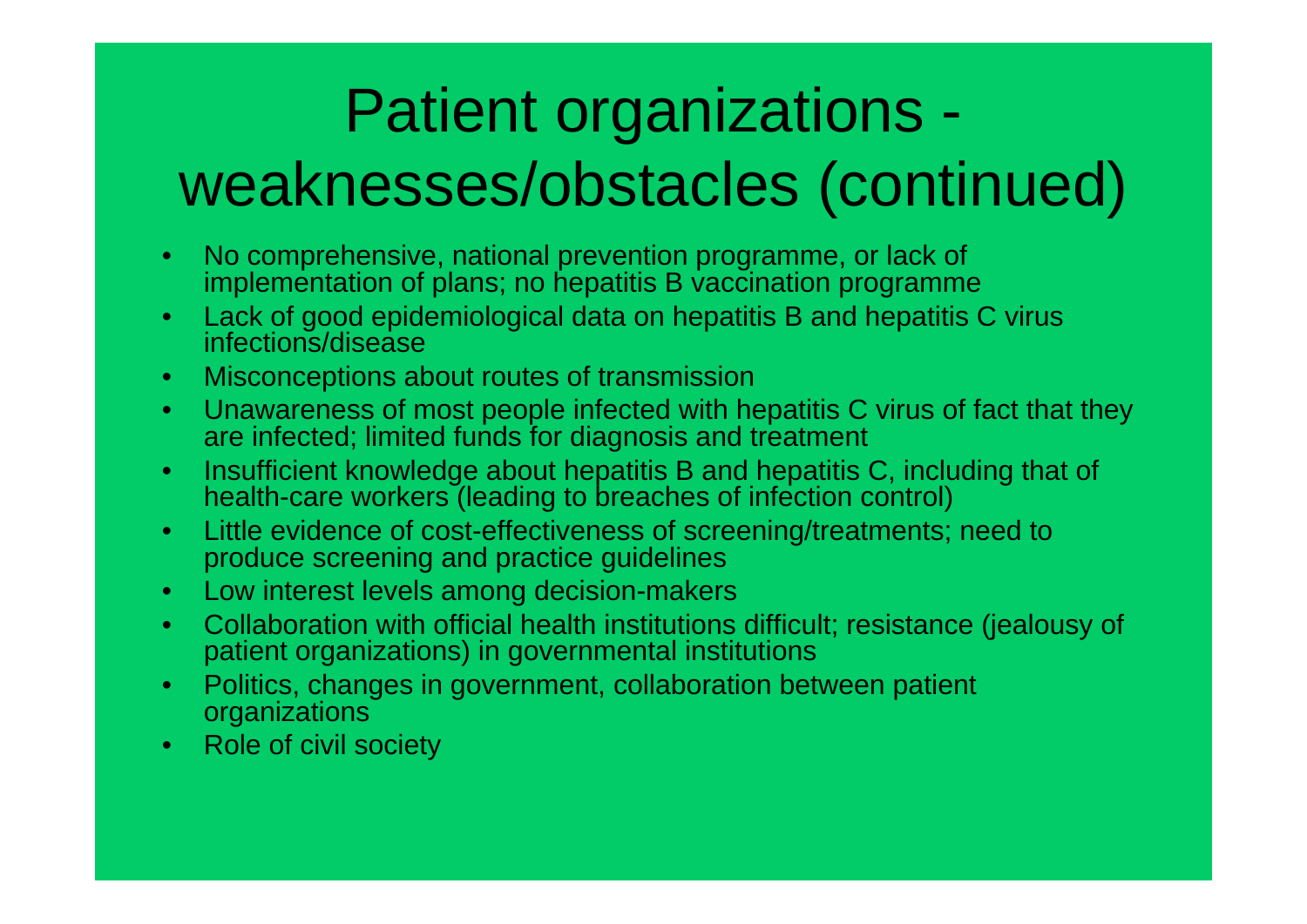# Patient organizations - weaknesses/obstacles (continued)

- No comprehensive, national prevention programme, or lack of implementation of plans; no hepatitis B vaccination programme
- Lack of good epidemiological data on hepatitis B and hepatitis C virus infections/disease
- Misconceptions about routes of transmission
- Unawareness of most people infected with hepatitis C virus of fact that they are infected; limited funds for diagnosis and treatment
- Insufficient knowledge about hepatitis B and hepatitis C, including that of health-care workers (leading to breaches of infection control)
- Little evidence of cost-effectiveness of screening/treatments; need to produce screening and practice guidelines
- Low interest levels among decision-makers
- Collaboration with official health institutions difficult; resistance (jealousy of patient organizations) in governmental institutions
- Politics, changes in government, collaboration between patient organizations
- Role of civil society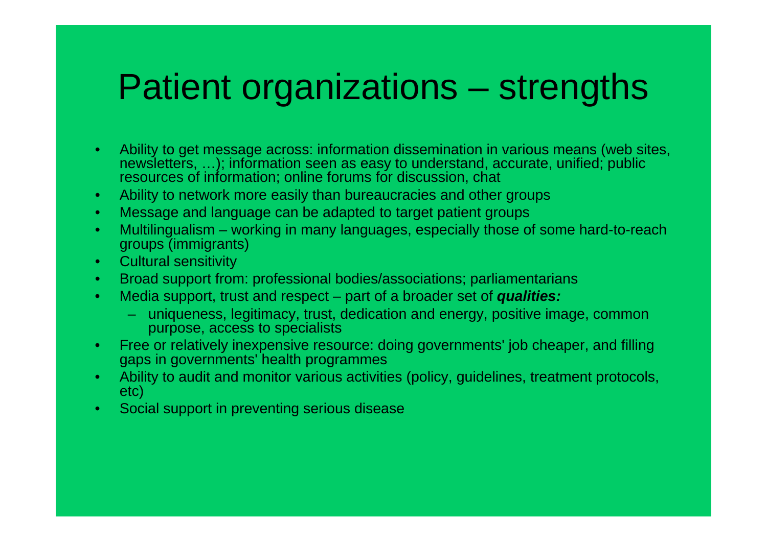# Patient organizations – strengths

- Ability to get message across: information dissemination in various means (web sites, newsletters, …); information seen as easy to understand, accurate, unified; public resources of information; online forums for discussion, chat
- Ability to network more easily than bureaucracies and other groups
- Message and language can be adapted to target patient groups
- Multilingualism – working in many languages, especially those of some hard-to-reach groups (immigrants)
- Cultural sensitivity
- Broad support from: professional bodies/associations; parliamentarians
- Media support, trust and respect – part of a broader set of ***qualities:***
  - uniqueness, legitimacy, trust, dedication and energy, positive image, common purpose, access to specialists
- Free or relatively inexpensive resource: doing governments' job cheaper, and filling gaps in governments' health programmes
- Ability to audit and monitor various activities (policy, guidelines, treatment protocols, etc)
- Social support in preventing serious disease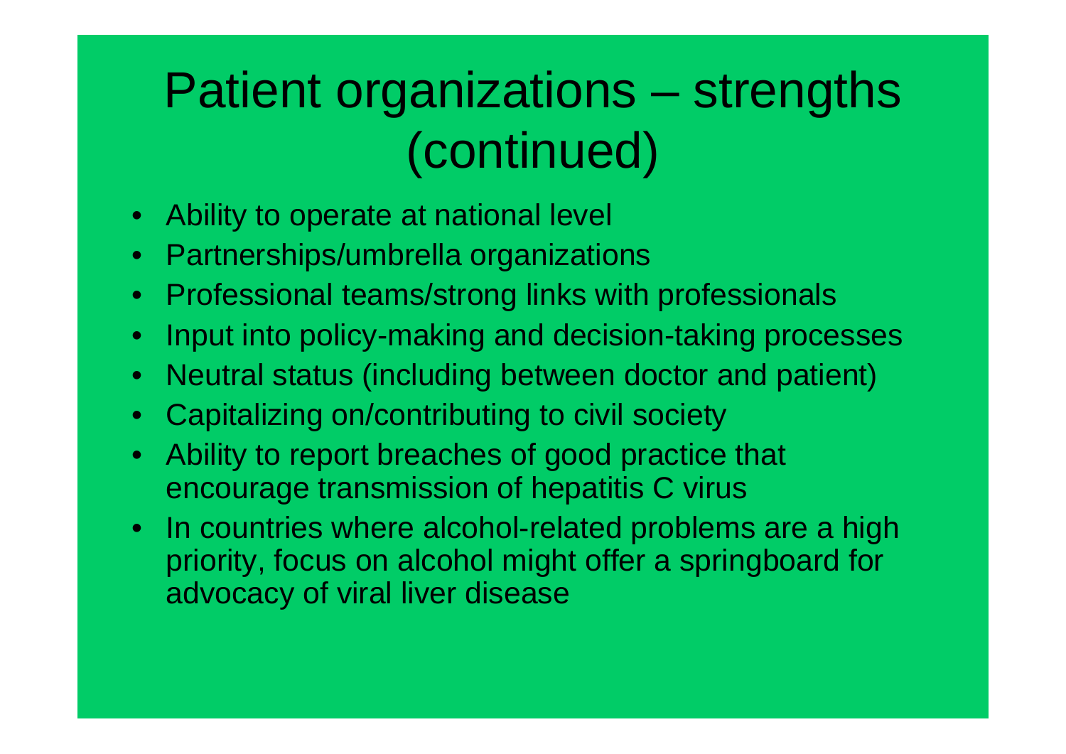# Patient organizations – strengths (continued)

- Ability to operate at national level
- Partnerships/umbrella organizations
- Professional teams/strong links with professionals
- Input into policy-making and decision-taking processes
- Neutral status (including between doctor and patient)
- Capitalizing on/contributing to civil society
- Ability to report breaches of good practice that encourage transmission of hepatitis C virus
- In countries where alcohol-related problems are a high priority, focus on alcohol might offer a springboard for advocacy of viral liver disease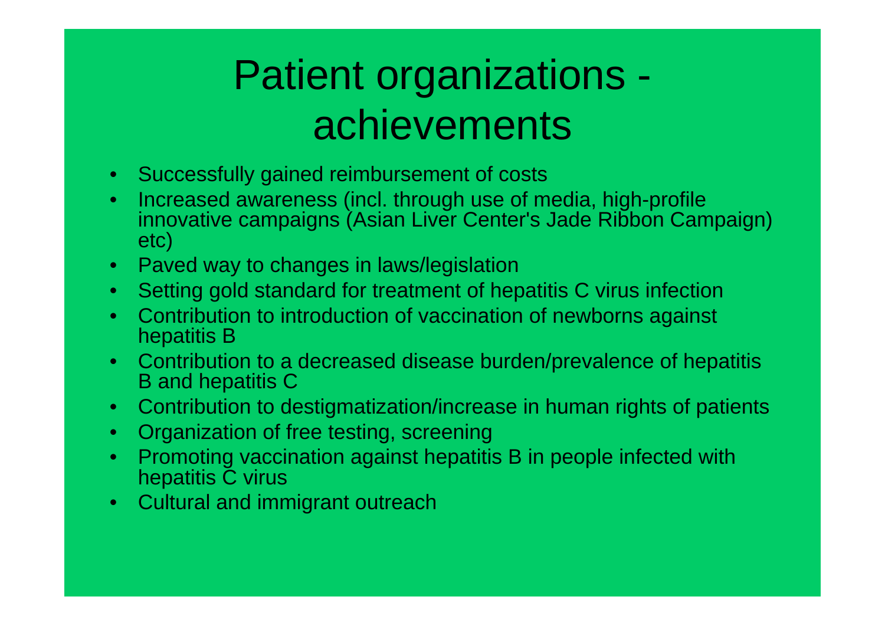# Patient organizations - achievements

- Successfully gained reimbursement of costs
- Increased awareness (incl. through use of media, high-profile innovative campaigns (Asian Liver Center's Jade Ribbon Campaign) etc)
- Paved way to changes in laws/legislation
- Setting gold standard for treatment of hepatitis C virus infection
- Contribution to introduction of vaccination of newborns against hepatitis B
- Contribution to a decreased disease burden/prevalence of hepatitis B and hepatitis C
- Contribution to destigmatization/increase in human rights of patients
- Organization of free testing, screening
- Promoting vaccination against hepatitis B in people infected with hepatitis C virus
- Cultural and immigrant outreach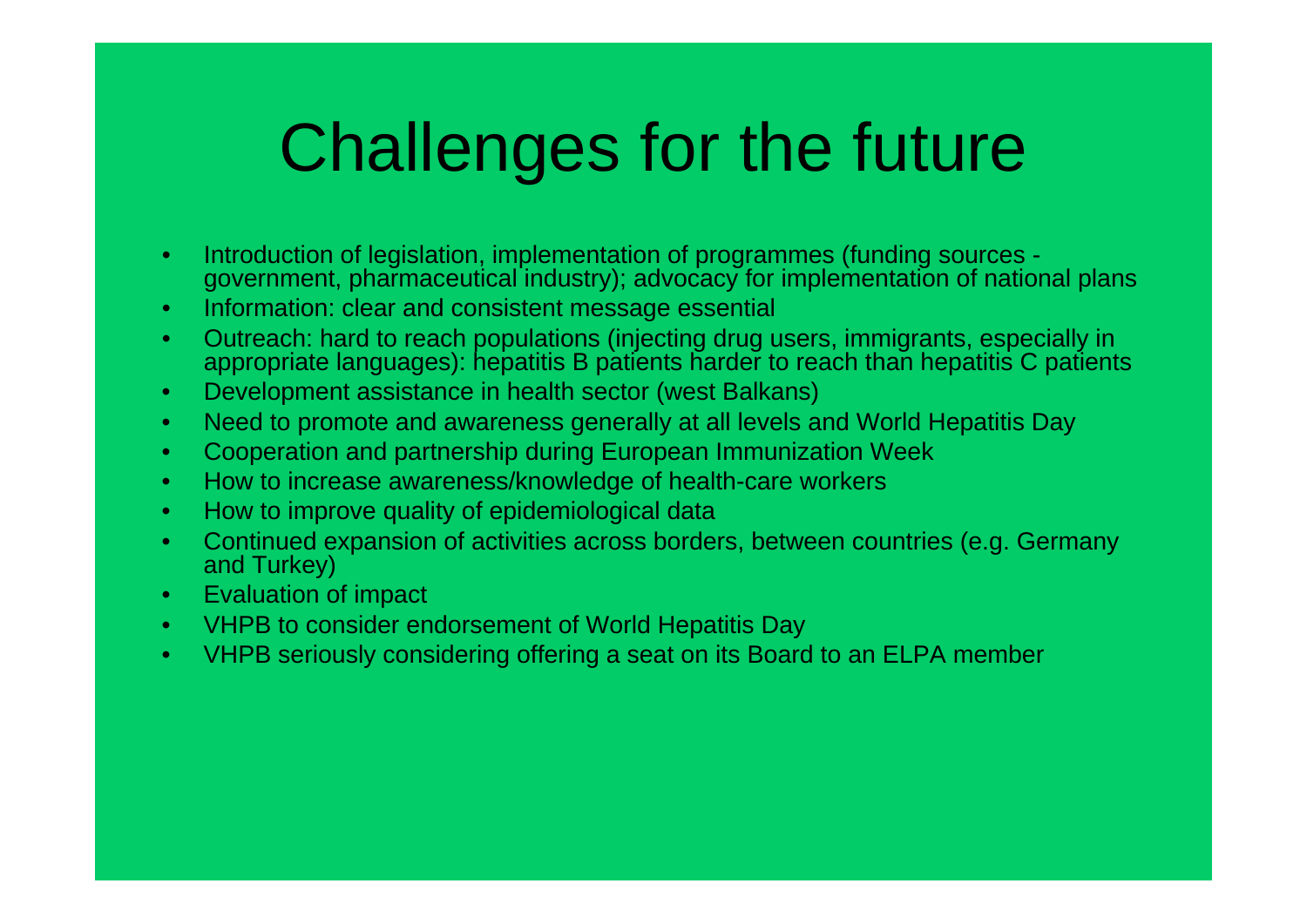# Challenges for the future

- Introduction of legislation, implementation of programmes (funding sources - government, pharmaceutical industry); advocacy for implementation of national plans
- Information: clear and consistent message essential
- Outreach: hard to reach populations (injecting drug users, immigrants, especially in appropriate languages): hepatitis B patients harder to reach than hepatitis C patients
- Development assistance in health sector (west Balkans)
- Need to promote and awareness generally at all levels and World Hepatitis Day
- Cooperation and partnership during European Immunization Week
- How to increase awareness/knowledge of health-care workers
- How to improve quality of epidemiological data
- Continued expansion of activities across borders, between countries (e.g. Germany and Turkey)
- Evaluation of impact
- VHPB to consider endorsement of World Hepatitis Day
- VHPB seriously considering offering a seat on its Board to an ELPA member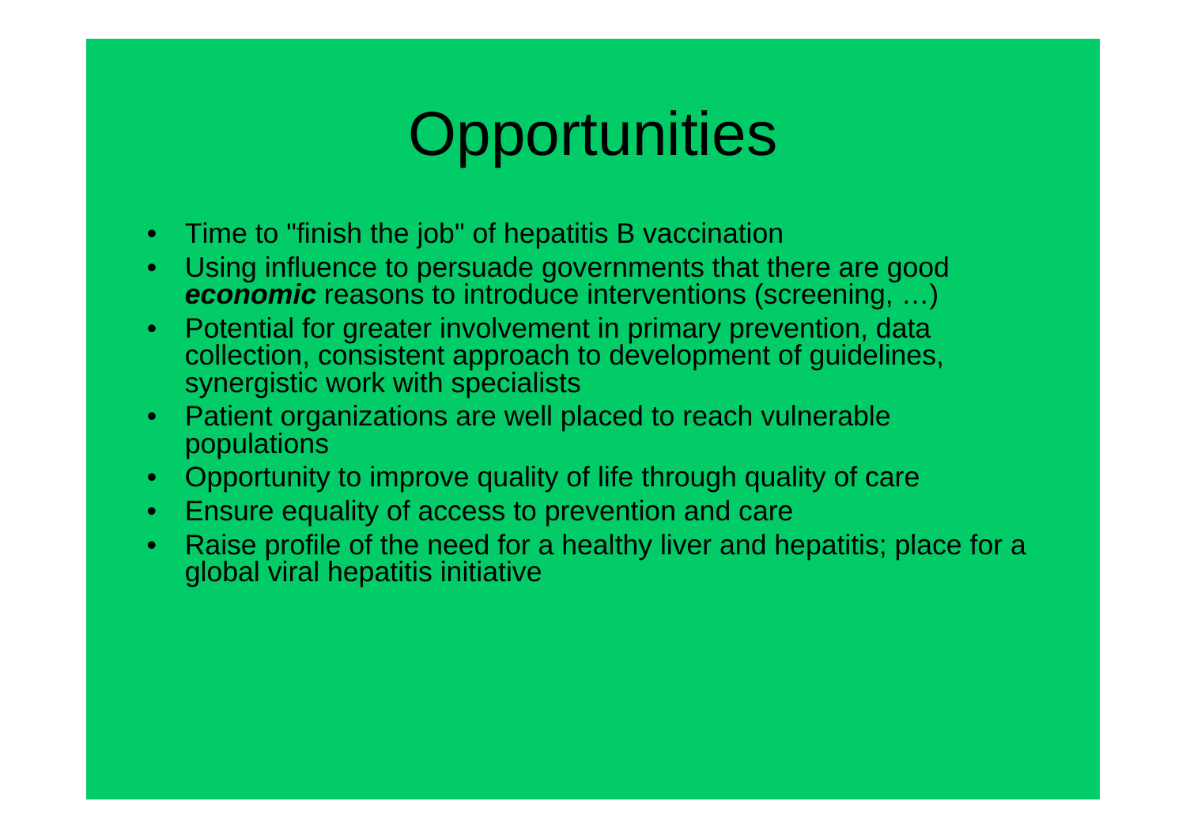# Opportunities

- Time to "finish the job" of hepatitis B vaccination
- Using influence to persuade governments that there are good ***economic*** reasons to introduce interventions (screening, …)
- Potential for greater involvement in primary prevention, data collection, consistent approach to development of guidelines, synergistic work with specialists
- Patient organizations are well placed to reach vulnerable populations
- Opportunity to improve quality of life through quality of care
- Ensure equality of access to prevention and care
- Raise profile of the need for a healthy liver and hepatitis; place for a global viral hepatitis initiative